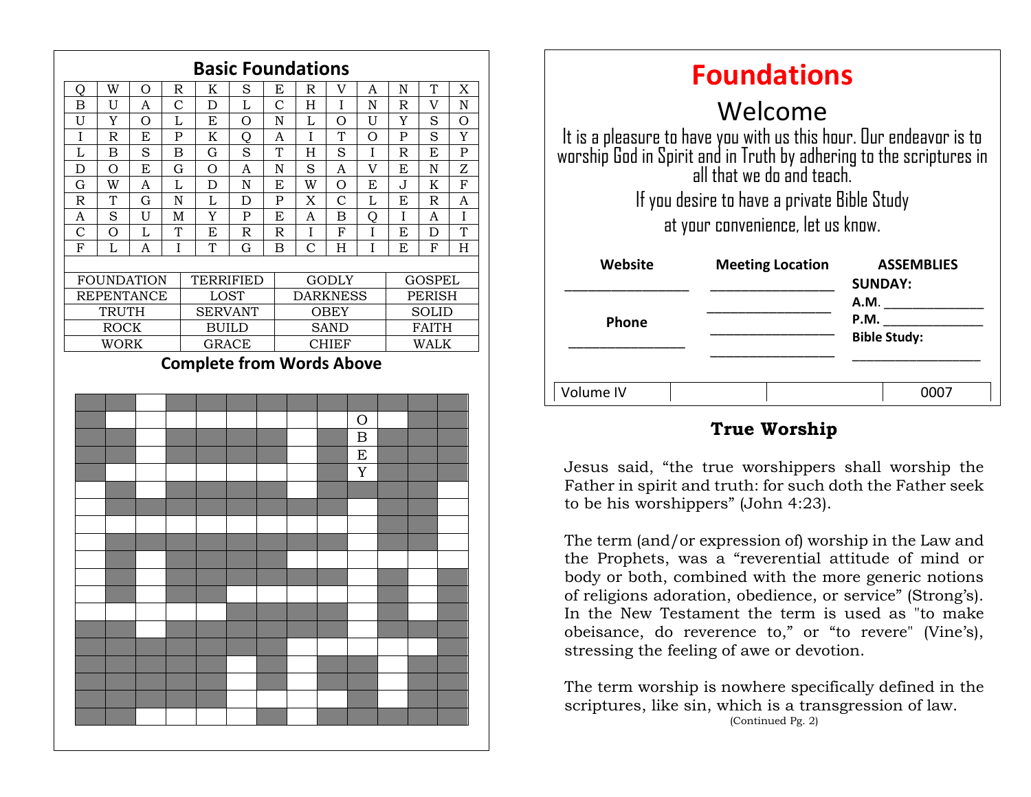## Basic Foundations

| | | | | | | | | | | | | |
|---|---|---|---|---|---|---|---|---|---|---|---|---|
| Q | W | O | R | K | S | E | R | V | A | N | T | X |
| B | U | A | C | D | L | C | H | I | N | R | V | N |
| U | Y | O | L | E | O | N | L | O | U | Y | S | O |
| I | R | E | P | K | Q | A | I | T | O | P | S | Y |
| L | B | S | B | G | S | T | H | S | I | R | E | P |
| D | O | E | G | O | A | N | S | A | V | E | N | Z |
| G | W | A | L | D | N | E | W | O | E | J | K | F |
| R | T | G | N | L | D | P | X | C | L | E | R | A |
| A | S | U | M | Y | P | E | A | B | Q | I | A | I |
| C | O | L | T | E | R | R | I | F | I | E | D | T |
| F | L | A | I | T | G | B | C | H | I | E | F | H |

| | | | |
|---|---|---|---|
| FOUNDATION | TERRIFIED | GODLY | GOSPEL |
| REPENTANCE | LOST | DARKNESS | PERISH |
| TRUTH | SERVANT | OBEY | SOLID |
| ROCK | BUILD | SAND | FAITH |
| WORK | GRACE | CHIEF | WALK |

**Complete from Words Above**

O
B
E
Y

# Foundations

## Welcome

It is a pleasure to have you with us this hour. Our endeavor is to worship God in Spirit and in Truth by adhering to the scriptures in all that we do and teach.

If you desire to have a private Bible Study at your convenience, let us know.

| Website | Meeting Location | ASSEMBLIES |
|---|---|---|
| ________________ | ________________ | **SUNDAY:** |
| | ________________ | **A.M.** ______________ |
| **Phone** | ________________ | **P.M.** ______________ |
| ________________ | ________________ | **Bible Study:** ______________ |

| Volume IV | | | 0007 |
|---|---|---|---|

### True Worship

Jesus said, "the true worshippers shall worship the Father in spirit and truth: for such doth the Father seek to be his worshippers" (John 4:23).

The term (and/or expression of) worship in the Law and the Prophets, was a "reverential attitude of mind or body or both, combined with the more generic notions of religions adoration, obedience, or service" (Strong's). In the New Testament the term is used as "to make obeisance, do reverence to," or "to revere" (Vine's), stressing the feeling of awe or devotion.

The term worship is nowhere specifically defined in the scriptures, like sin, which is a transgression of law.

(Continued Pg. 2)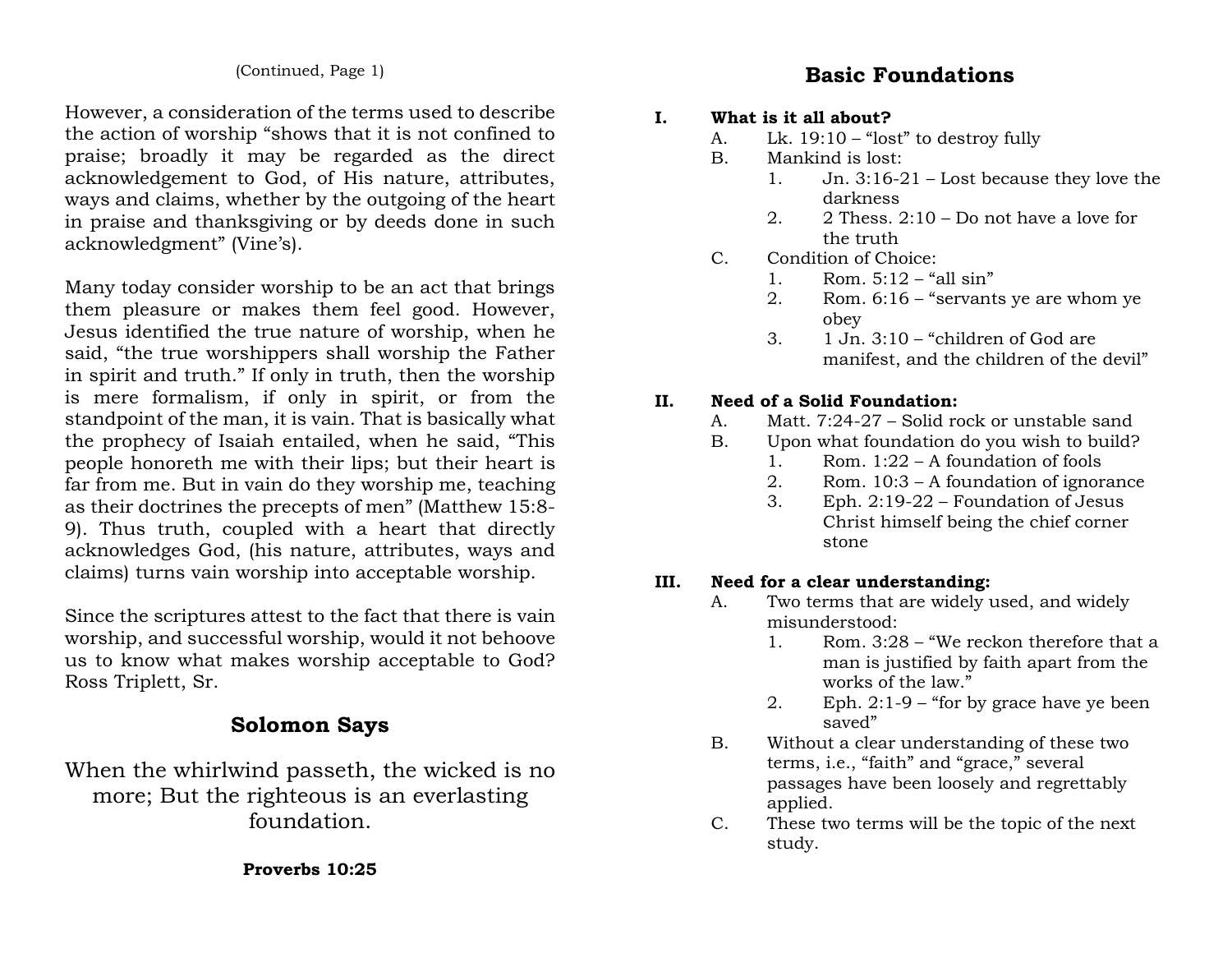(Continued, Page 1)

However, a consideration of the terms used to describe the action of worship “shows that it is not confined to praise; broadly it may be regarded as the direct acknowledgement to God, of His nature, attributes, ways and claims, whether by the outgoing of the heart in praise and thanksgiving or by deeds done in such acknowledgment” (Vine’s).

Many today consider worship to be an act that brings them pleasure or makes them feel good. However, Jesus identified the true nature of worship, when he said, “the true worshippers shall worship the Father in spirit and truth.” If only in truth, then the worship is mere formalism, if only in spirit, or from the standpoint of the man, it is vain. That is basically what the prophecy of Isaiah entailed, when he said, “This people honoreth me with their lips; but their heart is far from me. But in vain do they worship me, teaching as their doctrines the precepts of men” (Matthew 15:8-9). Thus truth, coupled with a heart that directly acknowledges God, (his nature, attributes, ways and claims) turns vain worship into acceptable worship.

Since the scriptures attest to the fact that there is vain worship, and successful worship, would it not behoove us to know what makes worship acceptable to God? Ross Triplett, Sr.

## Solomon Says

When the whirlwind passeth, the wicked is no more; But the righteous is an everlasting foundation.

**Proverbs 10:25**

## Basic Foundations

**I. What is it all about?**

- A. Lk. 19:10 – “lost” to destroy fully
- B. Mankind is lost:
  1. Jn. 3:16-21 – Lost because they love the darkness
  2. 2 Thess. 2:10 – Do not have a love for the truth
- C. Condition of Choice:
  1. Rom. 5:12 – “all sin”
  2. Rom. 6:16 – “servants ye are whom ye obey
  3. 1 Jn. 3:10 – “children of God are manifest, and the children of the devil”

**II. Need of a Solid Foundation:**

- A. Matt. 7:24-27 – Solid rock or unstable sand
- B. Upon what foundation do you wish to build?
  1. Rom. 1:22 – A foundation of fools
  2. Rom. 10:3 – A foundation of ignorance
  3. Eph. 2:19-22 – Foundation of Jesus Christ himself being the chief corner stone

**III. Need for a clear understanding:**

- A. Two terms that are widely used, and widely misunderstood:
  1. Rom. 3:28 – “We reckon therefore that a man is justified by faith apart from the works of the law.”
  2. Eph. 2:1-9 – “for by grace have ye been saved”
- B. Without a clear understanding of these two terms, i.e., “faith” and “grace,” several passages have been loosely and regrettably applied.
- C. These two terms will be the topic of the next study.